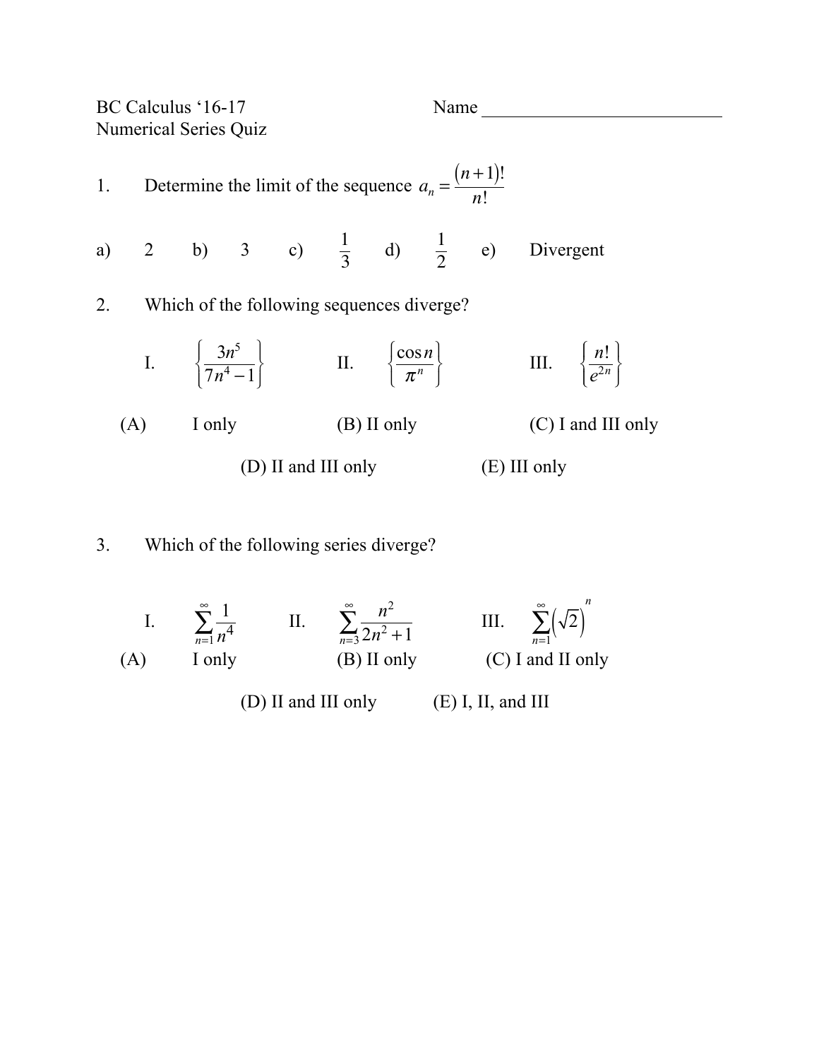BC Calculus '16-17 Name ___________________________

Numerical Series Quiz

1. Determine the limit of the sequence $a_n = \frac{(n+1)!}{n!}$

a) 2 b) 3 c) $\frac{1}{3}$ d) $\frac{1}{2}$ e) Divergent

2. Which of the following sequences diverge?

I. $\left\{\frac{3n^5}{7n^4 - 1}\right\}$ II. $\left\{\frac{\cos n}{\pi^n}\right\}$ III. $\left\{\frac{n!}{e^{2n}}\right\}$

(A) I only (B) II only (C) I and III only

(D) II and III only (E) III only

3. Which of the following series diverge?

I. $\sum_{n=1}^{\infty} \frac{1}{n^4}$ II. $\sum_{n=3}^{\infty} \frac{n^2}{2n^2 + 1}$ III. $\sum_{n=1}^{\infty} \left(\sqrt{2}\right)^n$

(A) I only (B) II only (C) I and II only

(D) II and III only (E) I, II, and III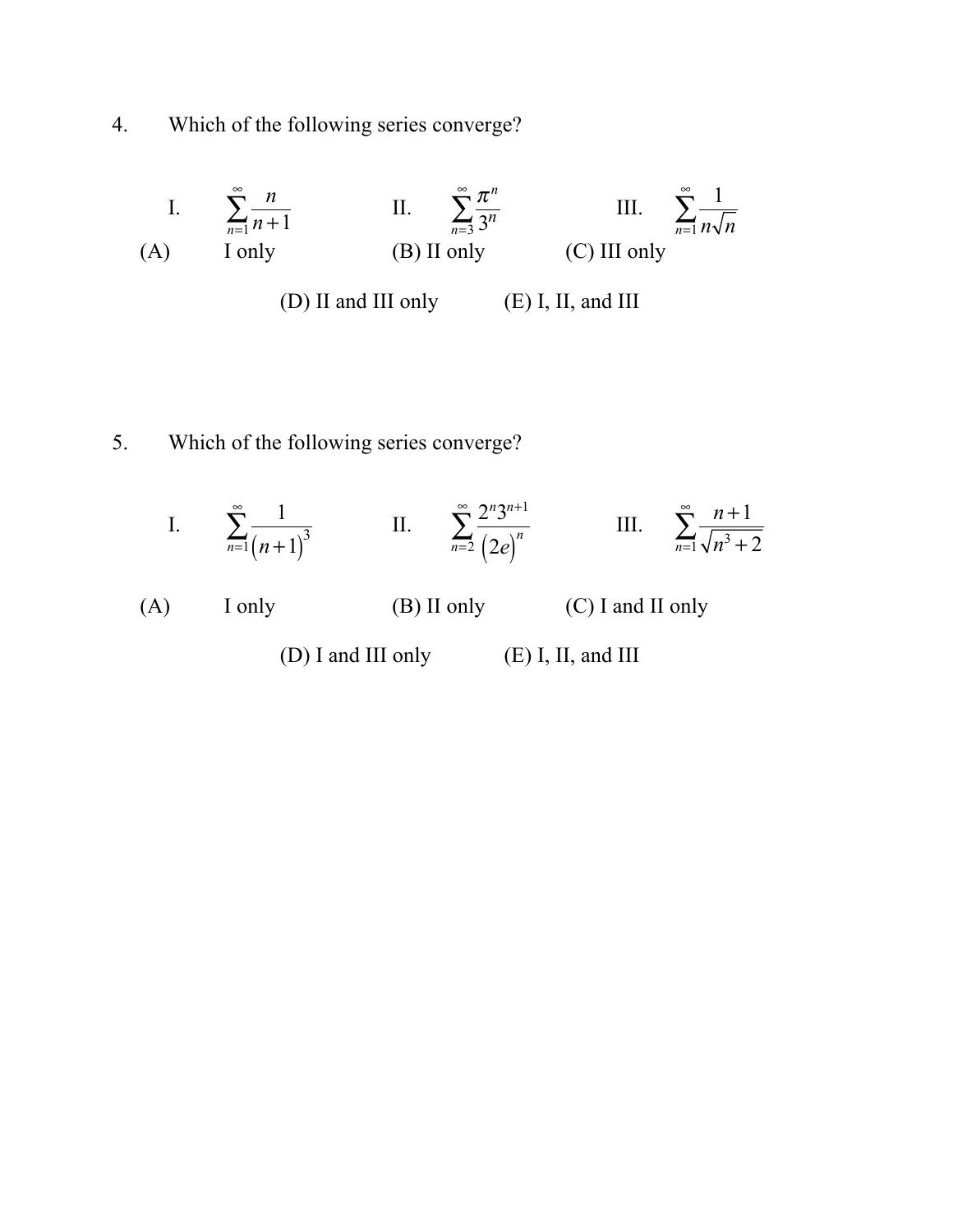4. Which of the following series converge?

I. $\sum_{n=1}^{\infty} \frac{n}{n+1}$ II. $\sum_{n=3}^{\infty} \frac{\pi^n}{3^n}$ III. $\sum_{n=1}^{\infty} \frac{1}{n\sqrt{n}}$

(A) I only (B) II only (C) III only

(D) II and III only (E) I, II, and III

5. Which of the following series converge?

I. $\sum_{n=1}^{\infty} \frac{1}{(n+1)^3}$ II. $\sum_{n=2}^{\infty} \frac{2^n 3^{n+1}}{(2e)^n}$ III. $\sum_{n=1}^{\infty} \frac{n+1}{\sqrt{n^3+2}}$

(A) I only (B) II only (C) I and II only

(D) I and III only (E) I, II, and III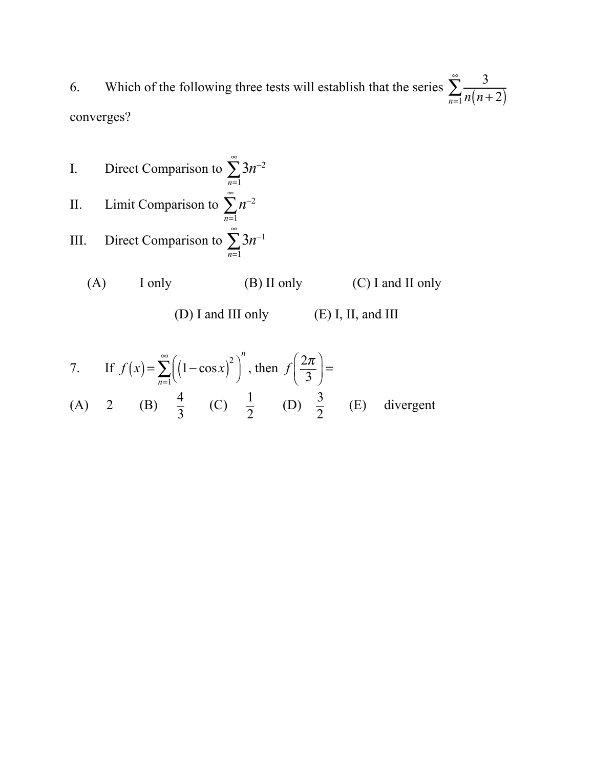6. Which of the following three tests will establish that the series $\sum_{n=1}^{\infty} \frac{3}{n(n+2)}$ converges?

I. Direct Comparison to $\sum_{n=1}^{\infty} 3n^{-2}$

II. Limit Comparison to $\sum_{n=1}^{\infty} n^{-2}$

III. Direct Comparison to $\sum_{n=1}^{\infty} 3n^{-1}$

(A) I only (B) II only (C) I and II only

(D) I and III only (E) I, II, and III

7. If $f(x) = \sum_{n=1}^{\infty} \left( (1 - \cos x)^2 \right)^n$, then $f\left(\frac{2\pi}{3}\right) =$

(A) 2 (B) $\frac{4}{3}$ (C) $\frac{1}{2}$ (D) $\frac{3}{2}$ (E) divergent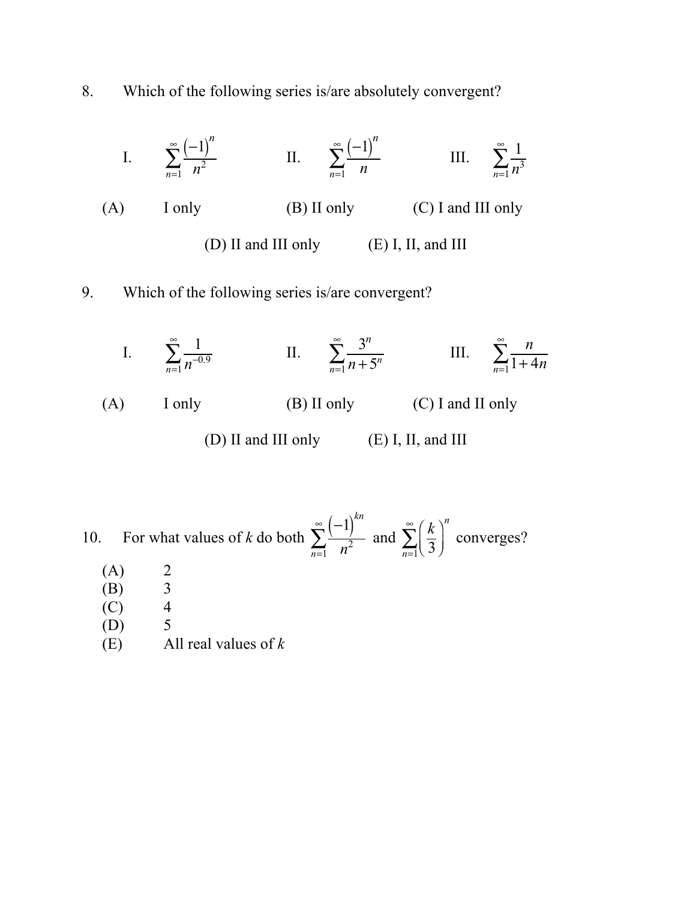8. Which of the following series is/are absolutely convergent?

I. $\displaystyle\sum_{n=1}^{\infty} \frac{(-1)^n}{n^2}$ II. $\displaystyle\sum_{n=1}^{\infty} \frac{(-1)^n}{n}$ III. $\displaystyle\sum_{n=1}^{\infty} \frac{1}{n^3}$

(A) I only (B) II only (C) I and III only

(D) II and III only (E) I, II, and III

9. Which of the following series is/are convergent?

I. $\displaystyle\sum_{n=1}^{\infty} \frac{1}{n^{-0.9}}$ II. $\displaystyle\sum_{n=1}^{\infty} \frac{3^n}{n+5^n}$ III. $\displaystyle\sum_{n=1}^{\infty} \frac{n}{1+4n}$

(A) I only (B) II only (C) I and II only

(D) II and III only (E) I, II, and III

10. For what values of $k$ do both $\displaystyle\sum_{n=1}^{\infty} \frac{(-1)^{kn}}{n^2}$ and $\displaystyle\sum_{n=1}^{\infty} \left(\frac{k}{3}\right)^n$ converges?

(A) 2
(B) 3
(C) 4
(D) 5
(E) All real values of $k$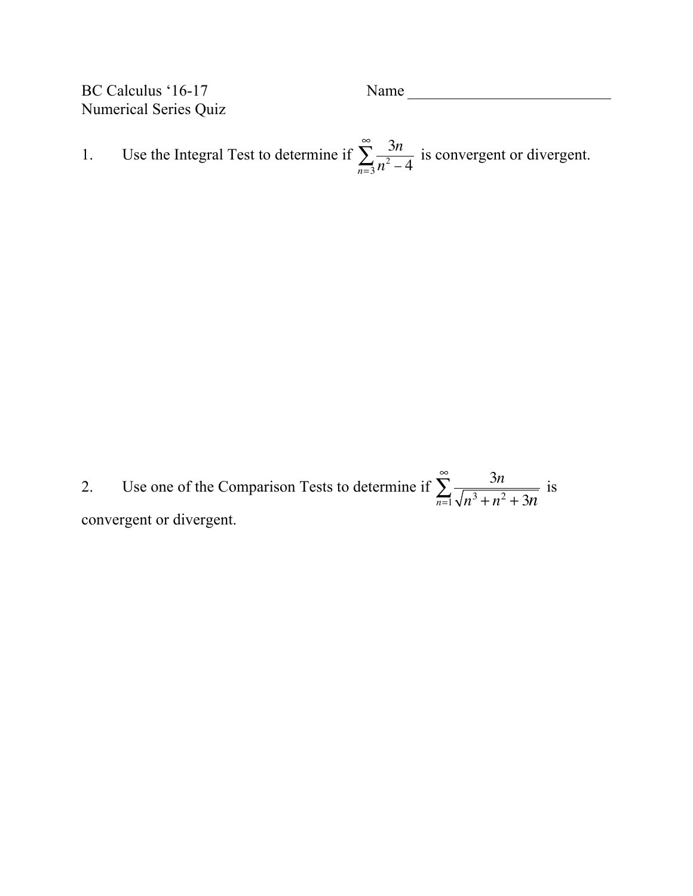BC Calculus '16-17 Name ___________________________

Numerical Series Quiz

1. Use the Integral Test to determine if $\sum_{n=3}^{\infty} \frac{3n}{n^2 - 4}$ is convergent or divergent.

2. Use one of the Comparison Tests to determine if $\sum_{n=1}^{\infty} \frac{3n}{\sqrt{n^3 + n^2 + 3n}}$ is convergent or divergent.